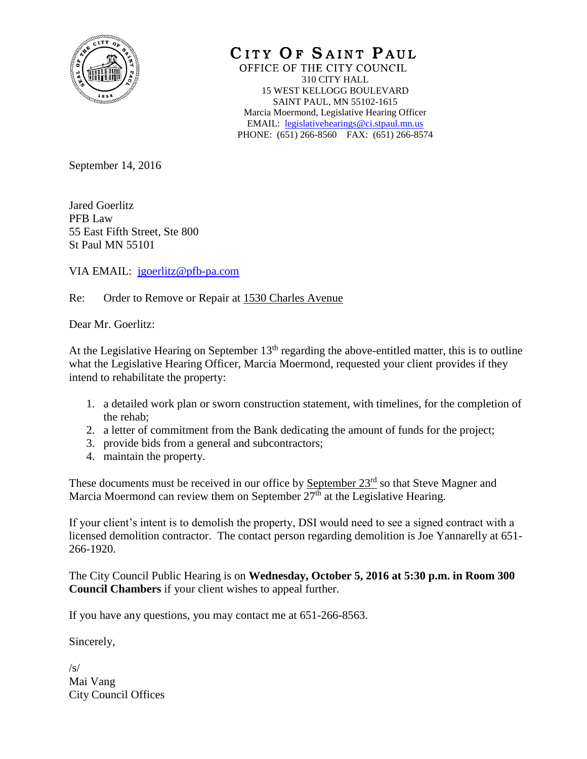# CITY OF SAINT PAUL

OFFICE OF THE CITY COUNCIL
310 CITY HALL
15 WEST KELLOGG BOULEVARD
SAINT PAUL, MN 55102-1615
Marcia Moermond, Legislative Hearing Officer
EMAIL: legislativehearings@ci.stpaul.mn.us
PHONE: (651) 266-8560 FAX: (651) 266-8574

September 14, 2016

Jared Goerlitz
PFB Law
55 East Fifth Street, Ste 800
St Paul MN 55101

VIA EMAIL: jgoerlitz@pfb-pa.com

Re: Order to Remove or Repair at 1530 Charles Avenue

Dear Mr. Goerlitz:

At the Legislative Hearing on September 13th regarding the above-entitled matter, this is to outline what the Legislative Hearing Officer, Marcia Moermond, requested your client provides if they intend to rehabilitate the property:

1. a detailed work plan or sworn construction statement, with timelines, for the completion of the rehab;
2. a letter of commitment from the Bank dedicating the amount of funds for the project;
3. provide bids from a general and subcontractors;
4. maintain the property.

These documents must be received in our office by September 23rd so that Steve Magner and Marcia Moermond can review them on September 27th at the Legislative Hearing.

If your client's intent is to demolish the property, DSI would need to see a signed contract with a licensed demolition contractor. The contact person regarding demolition is Joe Yannarelly at 651-266-1920.

The City Council Public Hearing is on **Wednesday, October 5, 2016 at 5:30 p.m. in Room 300 Council Chambers** if your client wishes to appeal further.

If you have any questions, you may contact me at 651-266-8563.

Sincerely,

/s/
Mai Vang
City Council Offices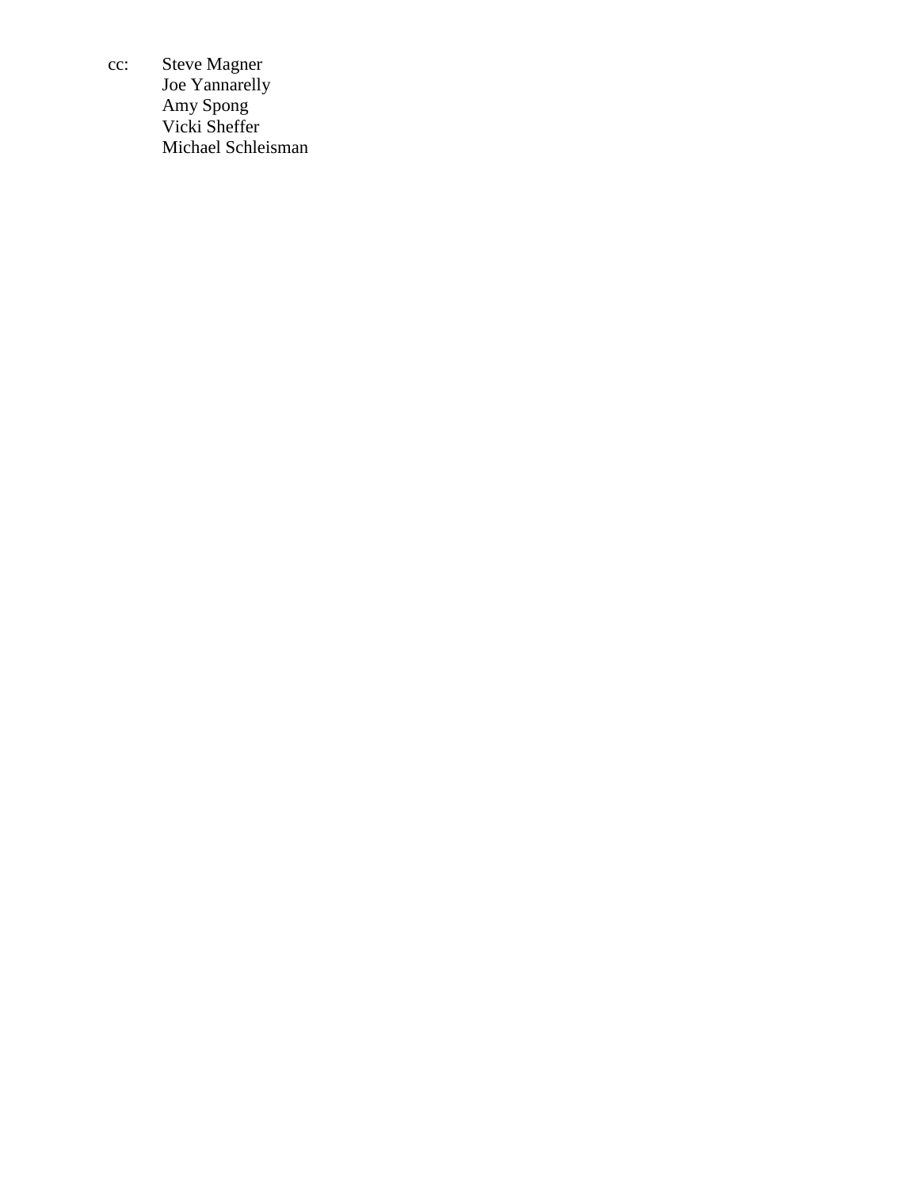cc: Steve Magner
Joe Yannarelly
Amy Spong
Vicki Sheffer
Michael Schleisman